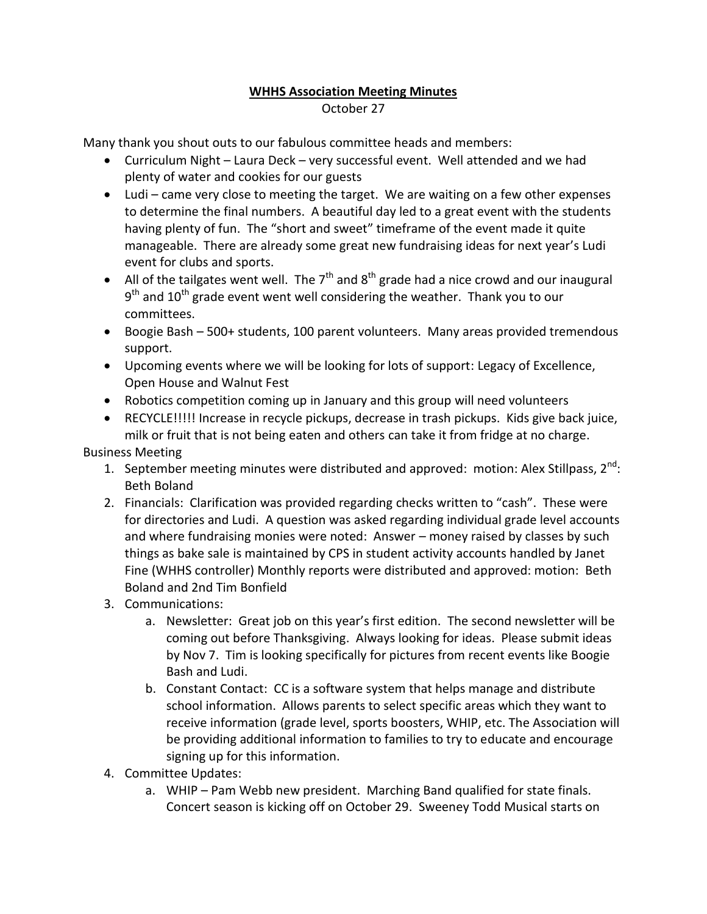# WHHS Association Meeting Minutes

October 27

Many thank you shout outs to our fabulous committee heads and members:

- Curriculum Night – Laura Deck – very successful event. Well attended and we had plenty of water and cookies for our guests
- Ludi – came very close to meeting the target. We are waiting on a few other expenses to determine the final numbers. A beautiful day led to a great event with the students having plenty of fun. The "short and sweet" timeframe of the event made it quite manageable. There are already some great new fundraising ideas for next year's Ludi event for clubs and sports.
- All of the tailgates went well. The 7th and 8th grade had a nice crowd and our inaugural 9th and 10th grade event went well considering the weather. Thank you to our committees.
- Boogie Bash – 500+ students, 100 parent volunteers. Many areas provided tremendous support.
- Upcoming events where we will be looking for lots of support: Legacy of Excellence, Open House and Walnut Fest
- Robotics competition coming up in January and this group will need volunteers
- RECYCLE!!!!! Increase in recycle pickups, decrease in trash pickups. Kids give back juice, milk or fruit that is not being eaten and others can take it from fridge at no charge.

Business Meeting

1. September meeting minutes were distributed and approved: motion: Alex Stillpass, 2nd: Beth Boland
2. Financials: Clarification was provided regarding checks written to "cash". These were for directories and Ludi. A question was asked regarding individual grade level accounts and where fundraising monies were noted: Answer – money raised by classes by such things as bake sale is maintained by CPS in student activity accounts handled by Janet Fine (WHHS controller) Monthly reports were distributed and approved: motion: Beth Boland and 2nd Tim Bonfield
3. Communications:
   a. Newsletter: Great job on this year's first edition. The second newsletter will be coming out before Thanksgiving. Always looking for ideas. Please submit ideas by Nov 7. Tim is looking specifically for pictures from recent events like Boogie Bash and Ludi.
   b. Constant Contact: CC is a software system that helps manage and distribute school information. Allows parents to select specific areas which they want to receive information (grade level, sports boosters, WHIP, etc. The Association will be providing additional information to families to try to educate and encourage signing up for this information.
4. Committee Updates:
   a. WHIP – Pam Webb new president. Marching Band qualified for state finals. Concert season is kicking off on October 29. Sweeney Todd Musical starts on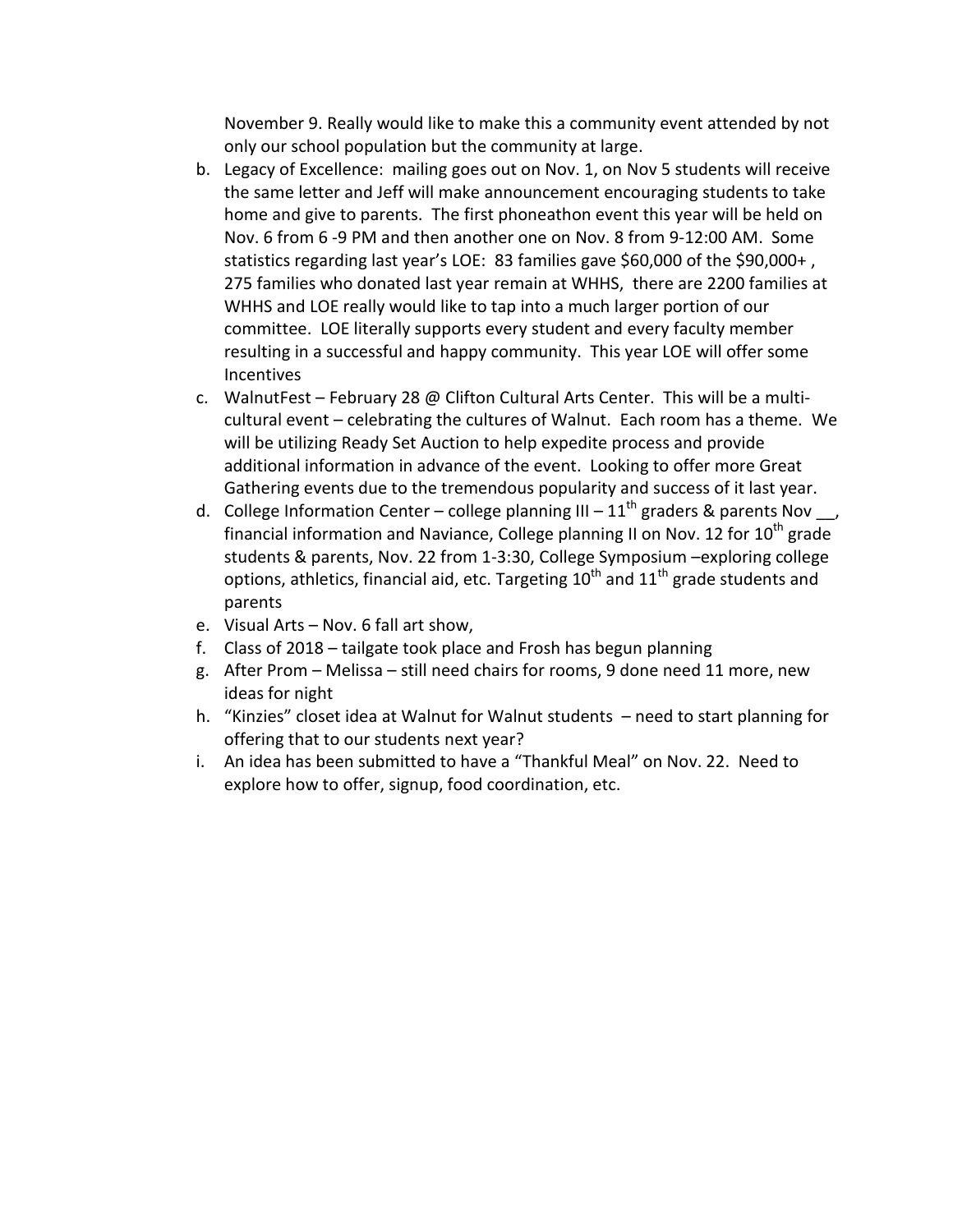November 9. Really would like to make this a community event attended by not only our school population but the community at large.

b. Legacy of Excellence: mailing goes out on Nov. 1, on Nov 5 students will receive the same letter and Jeff will make announcement encouraging students to take home and give to parents. The first phoneathon event this year will be held on Nov. 6 from 6 -9 PM and then another one on Nov. 8 from 9-12:00 AM. Some statistics regarding last year's LOE: 83 families gave $60,000 of the $90,000+ , 275 families who donated last year remain at WHHS, there are 2200 families at WHHS and LOE really would like to tap into a much larger portion of our committee. LOE literally supports every student and every faculty member resulting in a successful and happy community. This year LOE will offer some Incentives
c. WalnutFest – February 28 @ Clifton Cultural Arts Center. This will be a multi-cultural event – celebrating the cultures of Walnut. Each room has a theme. We will be utilizing Ready Set Auction to help expedite process and provide additional information in advance of the event. Looking to offer more Great Gathering events due to the tremendous popularity and success of it last year.
d. College Information Center – college planning III – 11th graders & parents Nov __, financial information and Naviance, College planning II on Nov. 12 for 10th grade students & parents, Nov. 22 from 1-3:30, College Symposium –exploring college options, athletics, financial aid, etc. Targeting 10th and 11th grade students and parents
e. Visual Arts – Nov. 6 fall art show,
f. Class of 2018 – tailgate took place and Frosh has begun planning
g. After Prom – Melissa – still need chairs for rooms, 9 done need 11 more, new ideas for night
h. "Kinzies" closet idea at Walnut for Walnut students – need to start planning for offering that to our students next year?
i. An idea has been submitted to have a "Thankful Meal" on Nov. 22. Need to explore how to offer, signup, food coordination, etc.